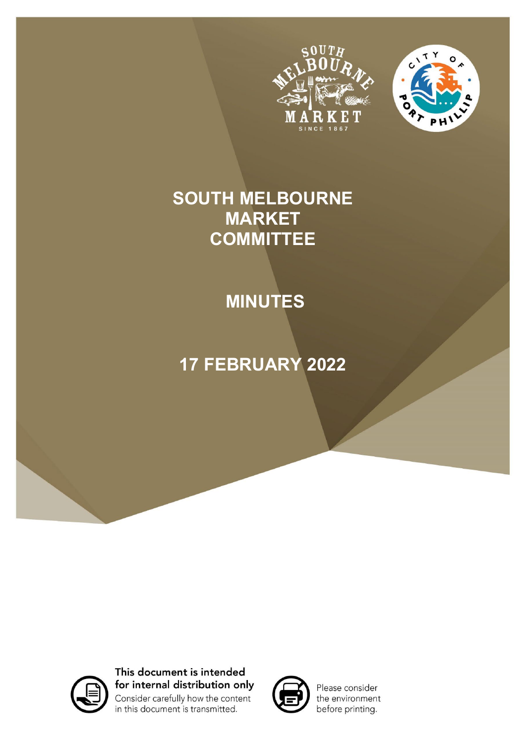# SOUTH MELBOURNE MARKET COMMITTEE

# MINUTES

# 17 FEBRUARY 2022

**This document is intended for internal distribution only**
Consider carefully how the content in this document is transmitted.

Please consider the environment before printing.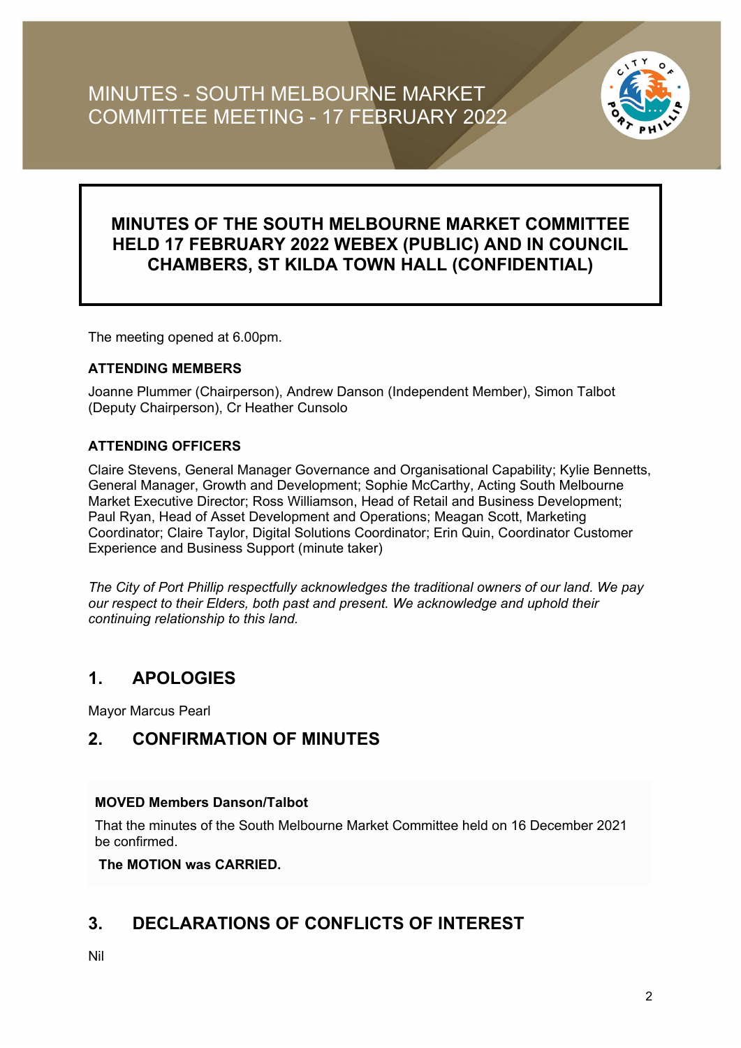# MINUTES - SOUTH MELBOURNE MARKET COMMITTEE MEETING - 17 FEBRUARY 2022

**MINUTES OF THE SOUTH MELBOURNE MARKET COMMITTEE HELD 17 FEBRUARY 2022 WEBEX (PUBLIC) AND IN COUNCIL CHAMBERS, ST KILDA TOWN HALL (CONFIDENTIAL)**

The meeting opened at 6.00pm.

### ATTENDING MEMBERS

Joanne Plummer (Chairperson), Andrew Danson (Independent Member), Simon Talbot (Deputy Chairperson), Cr Heather Cunsolo

### ATTENDING OFFICERS

Claire Stevens, General Manager Governance and Organisational Capability; Kylie Bennetts, General Manager, Growth and Development; Sophie McCarthy, Acting South Melbourne Market Executive Director; Ross Williamson, Head of Retail and Business Development; Paul Ryan, Head of Asset Development and Operations; Meagan Scott, Marketing Coordinator; Claire Taylor, Digital Solutions Coordinator; Erin Quin, Coordinator Customer Experience and Business Support (minute taker)

*The City of Port Phillip respectfully acknowledges the traditional owners of our land. We pay our respect to their Elders, both past and present. We acknowledge and uphold their continuing relationship to this land.*

## 1. APOLOGIES

Mayor Marcus Pearl

## 2. CONFIRMATION OF MINUTES

**MOVED Members Danson/Talbot**

That the minutes of the South Melbourne Market Committee held on 16 December 2021 be confirmed.

**The MOTION was CARRIED.**

## 3. DECLARATIONS OF CONFLICTS OF INTEREST

Nil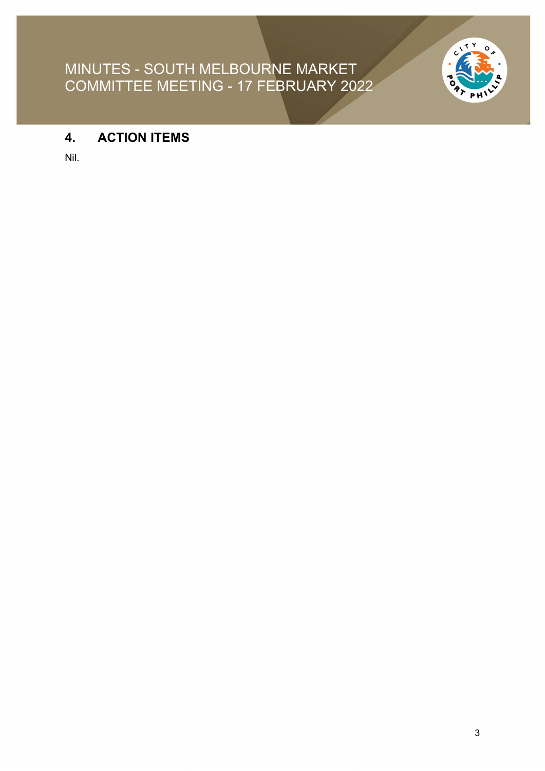## 4. ACTION ITEMS

Nil.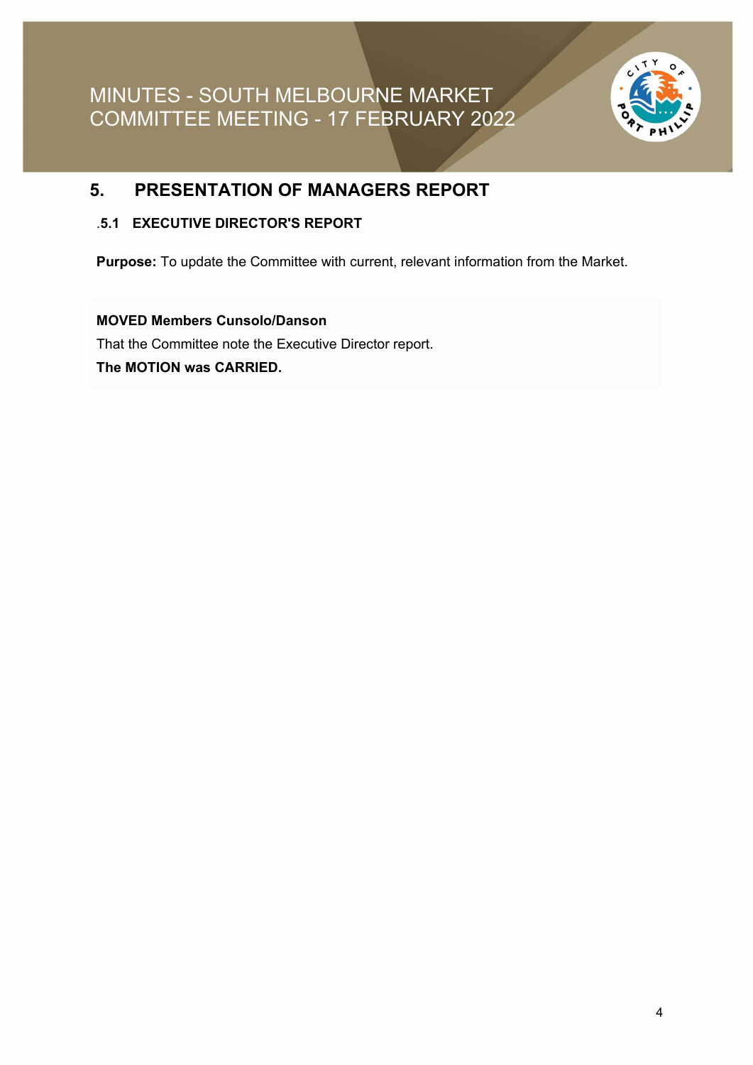## 5. PRESENTATION OF MANAGERS REPORT

### .5.1 EXECUTIVE DIRECTOR'S REPORT

**Purpose:** To update the Committee with current, relevant information from the Market.

**MOVED Members Cunsolo/Danson**

That the Committee note the Executive Director report.

**The MOTION was CARRIED.**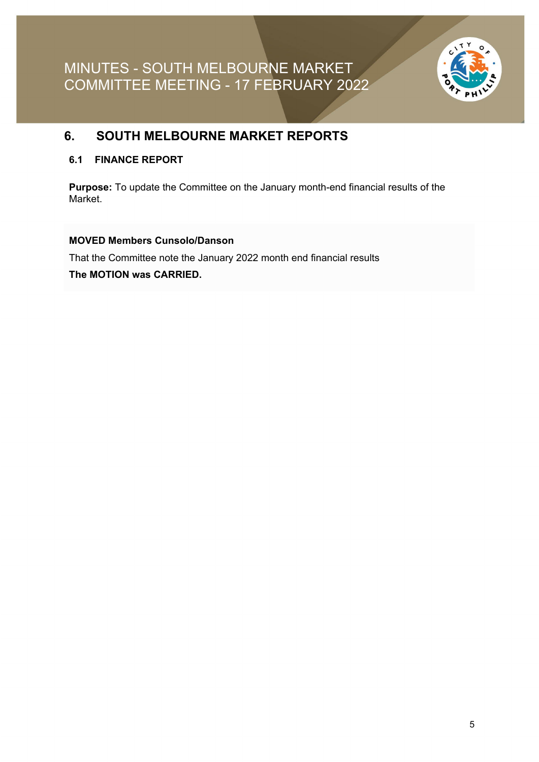## 6. SOUTH MELBOURNE MARKET REPORTS

### 6.1 FINANCE REPORT

**Purpose:** To update the Committee on the January month-end financial results of the Market.

**MOVED Members Cunsolo/Danson**

That the Committee note the January 2022 month end financial results

**The MOTION was CARRIED.**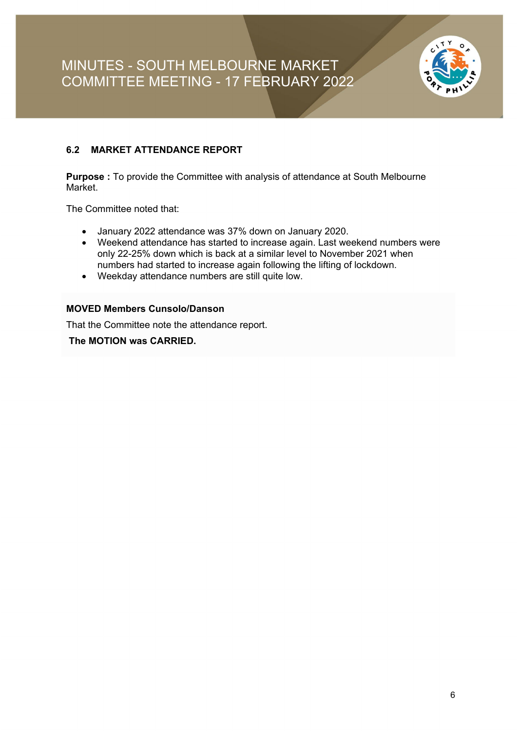## 6.2 MARKET ATTENDANCE REPORT

**Purpose :** To provide the Committee with analysis of attendance at South Melbourne Market.

The Committee noted that:

- January 2022 attendance was 37% down on January 2020.
- Weekend attendance has started to increase again. Last weekend numbers were only 22-25% down which is back at a similar level to November 2021 when numbers had started to increase again following the lifting of lockdown.
- Weekday attendance numbers are still quite low.

**MOVED Members Cunsolo/Danson**

That the Committee note the attendance report.

**The MOTION was CARRIED.**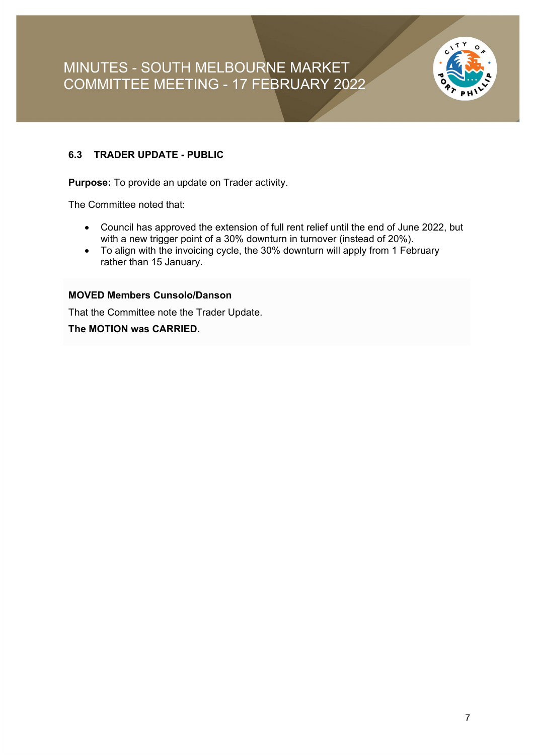### 6.3 TRADER UPDATE - PUBLIC

**Purpose:** To provide an update on Trader activity.

The Committee noted that:

- Council has approved the extension of full rent relief until the end of June 2022, but with a new trigger point of a 30% downturn in turnover (instead of 20%).
- To align with the invoicing cycle, the 30% downturn will apply from 1 February rather than 15 January.

**MOVED Members Cunsolo/Danson**

That the Committee note the Trader Update.

**The MOTION was CARRIED.**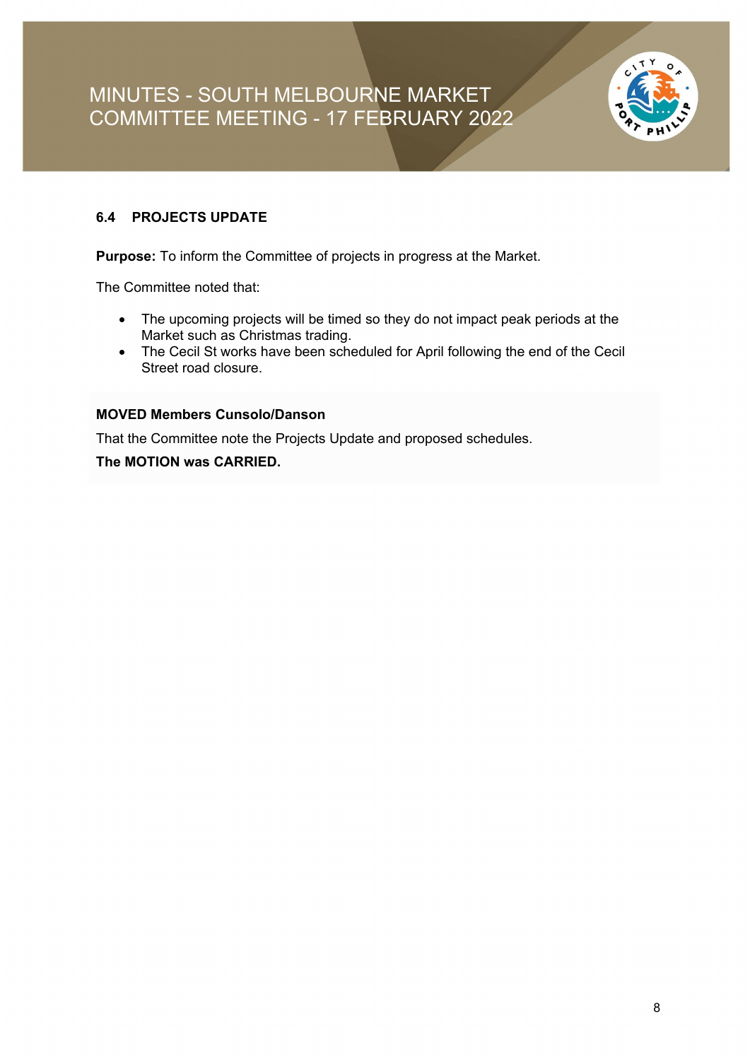### 6.4 PROJECTS UPDATE

**Purpose:** To inform the Committee of projects in progress at the Market.

The Committee noted that:

- The upcoming projects will be timed so they do not impact peak periods at the Market such as Christmas trading.
- The Cecil St works have been scheduled for April following the end of the Cecil Street road closure.

**MOVED Members Cunsolo/Danson**

That the Committee note the Projects Update and proposed schedules.

**The MOTION was CARRIED.**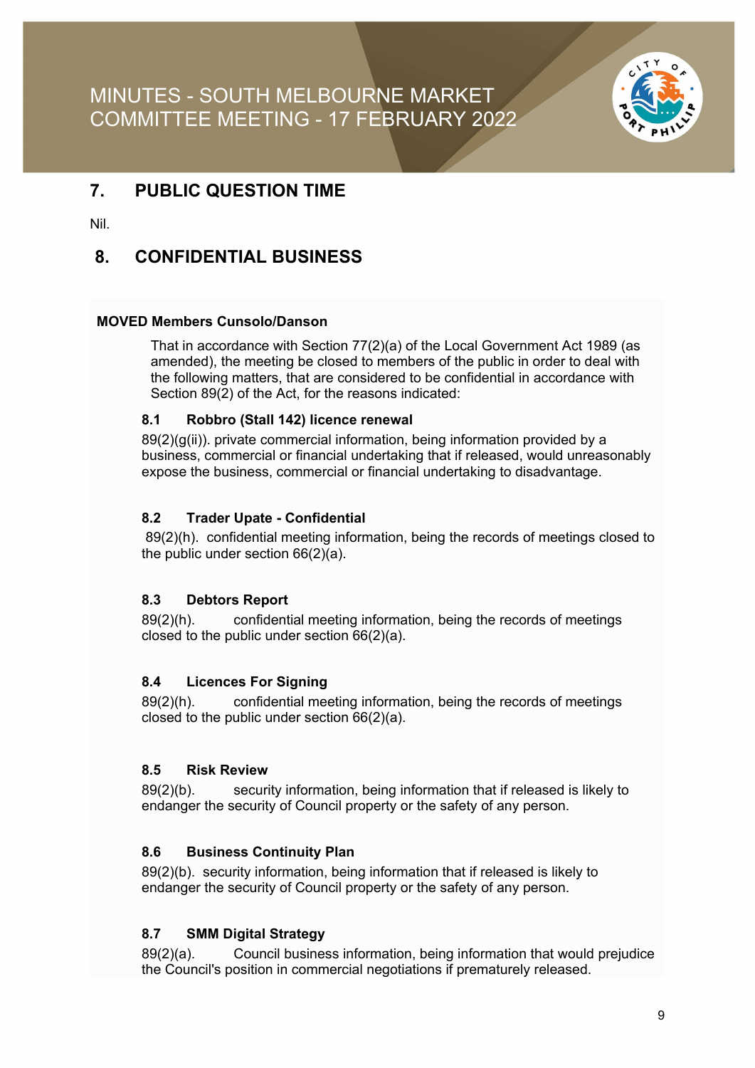## 7. PUBLIC QUESTION TIME

Nil.

## 8. CONFIDENTIAL BUSINESS

**MOVED Members Cunsolo/Danson**

That in accordance with Section 77(2)(a) of the Local Government Act 1989 (as amended), the meeting be closed to members of the public in order to deal with the following matters, that are considered to be confidential in accordance with Section 89(2) of the Act, for the reasons indicated:

### 8.1 Robbro (Stall 142) licence renewal

89(2)(g(ii)). private commercial information, being information provided by a business, commercial or financial undertaking that if released, would unreasonably expose the business, commercial or financial undertaking to disadvantage.

### 8.2 Trader Upate - Confidential

89(2)(h). confidential meeting information, being the records of meetings closed to the public under section 66(2)(a).

### 8.3 Debtors Report

89(2)(h). confidential meeting information, being the records of meetings closed to the public under section 66(2)(a).

### 8.4 Licences For Signing

89(2)(h). confidential meeting information, being the records of meetings closed to the public under section 66(2)(a).

### 8.5 Risk Review

89(2)(b). security information, being information that if released is likely to endanger the security of Council property or the safety of any person.

### 8.6 Business Continuity Plan

89(2)(b). security information, being information that if released is likely to endanger the security of Council property or the safety of any person.

### 8.7 SMM Digital Strategy

89(2)(a). Council business information, being information that would prejudice the Council's position in commercial negotiations if prematurely released.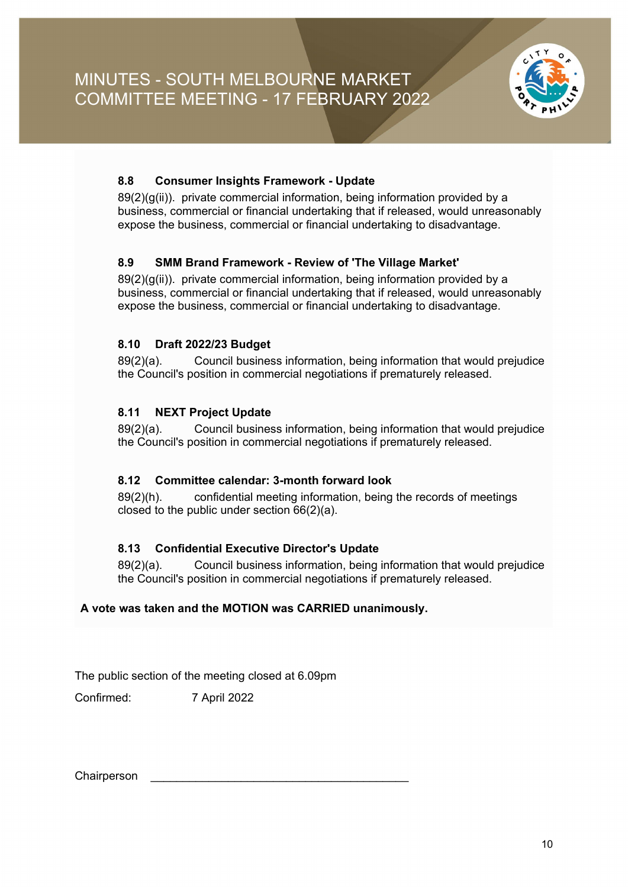**8.8 Consumer Insights Framework - Update**

89(2)(g(ii)). private commercial information, being information provided by a business, commercial or financial undertaking that if released, would unreasonably expose the business, commercial or financial undertaking to disadvantage.

**8.9 SMM Brand Framework - Review of 'The Village Market'**

89(2)(g(ii)). private commercial information, being information provided by a business, commercial or financial undertaking that if released, would unreasonably expose the business, commercial or financial undertaking to disadvantage.

**8.10 Draft 2022/23 Budget**

89(2)(a). Council business information, being information that would prejudice the Council's position in commercial negotiations if prematurely released.

**8.11 NEXT Project Update**

89(2)(a). Council business information, being information that would prejudice the Council's position in commercial negotiations if prematurely released.

**8.12 Committee calendar: 3-month forward look**

89(2)(h). confidential meeting information, being the records of meetings closed to the public under section 66(2)(a).

**8.13 Confidential Executive Director's Update**

89(2)(a). Council business information, being information that would prejudice the Council's position in commercial negotiations if prematurely released.

**A vote was taken and the MOTION was CARRIED unanimously.**

The public section of the meeting closed at 6.09pm

Confirmed: 7 April 2022

Chairperson \_\_\_\_\_\_\_\_\_\_\_\_\_\_\_\_\_\_\_\_\_\_\_\_\_\_\_\_\_\_\_\_\_\_\_\_\_\_\_\_